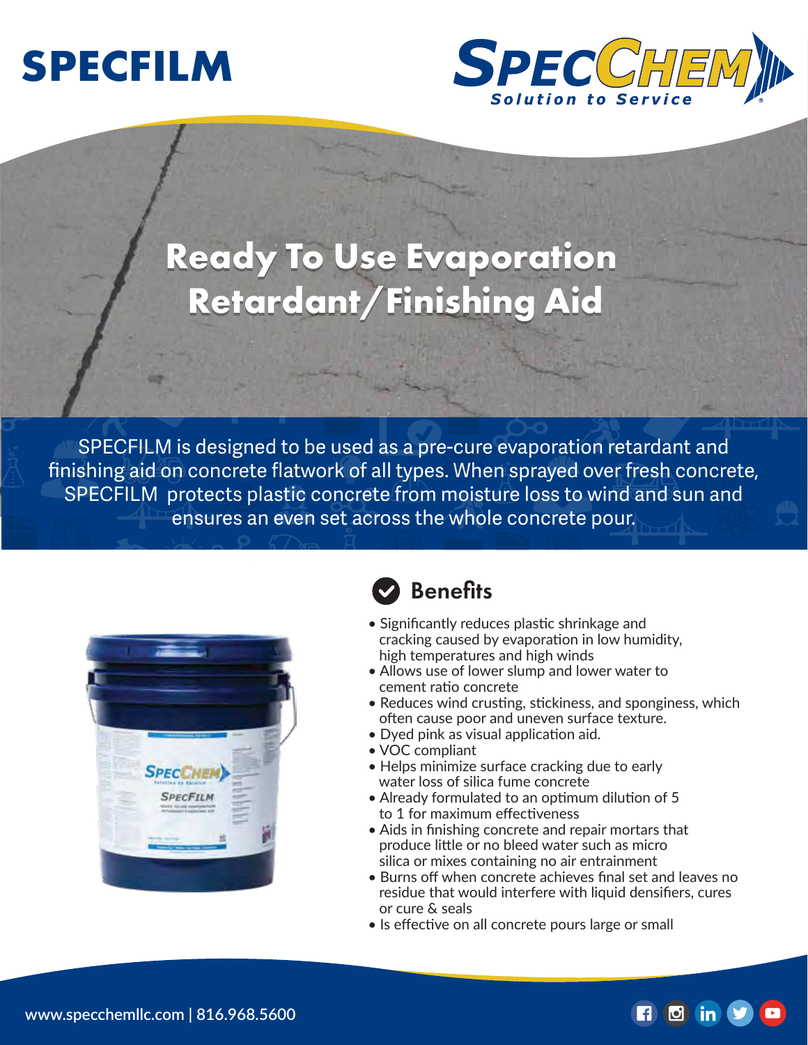# SPECFILM

SPECCHEM
Solution to Service

## Ready To Use Evaporation Retardant/Finishing Aid

SPECFILM is designed to be used as a pre-cure evaporation retardant and finishing aid on concrete flatwork of all types. When sprayed over fresh concrete, SPECFILM protects plastic concrete from moisture loss to wind and sun and ensures an even set across the whole concrete pour.

### Benefits

- Significantly reduces plastic shrinkage and cracking caused by evaporation in low humidity, high temperatures and high winds
- Allows use of lower slump and lower water to cement ratio concrete
- Reduces wind crusting, stickiness, and sponginess, which often cause poor and uneven surface texture.
- Dyed pink as visual application aid.
- VOC compliant
- Helps minimize surface cracking due to early water loss of silica fume concrete
- Already formulated to an optimum dilution of 5 to 1 for maximum effectiveness
- Aids in finishing concrete and repair mortars that produce little or no bleed water such as micro silica or mixes containing no air entrainment
- Burns off when concrete achieves final set and leaves no residue that would interfere with liquid densifiers, cures or cure & seals
- Is effective on all concrete pours large or small

www.specchemllc.com | 816.968.5600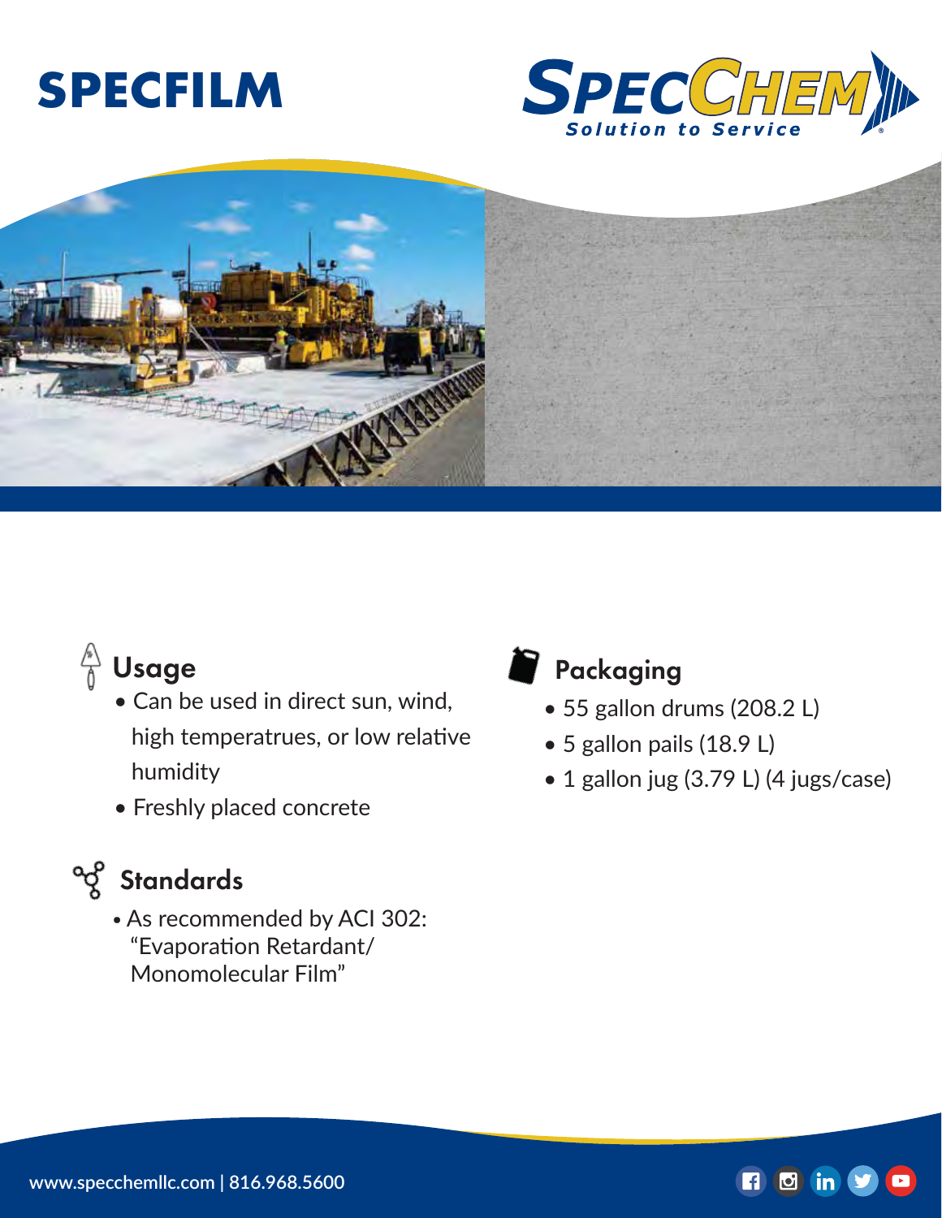# SPECFILM

SPECCHEM
Solution to Service

## Usage

- Can be used in direct sun, wind, high tempertaures, or low relative humidity
- Freshly placed concrete

## Standards

- As recommended by ACI 302: "Evaporation Retardant/ Monomolecular Film"

## Packaging

- 55 gallon drums (208.2 L)
- 5 gallon pails (18.9 L)
- 1 gallon jug (3.79 L) (4 jugs/case)

www.specchemllc.com | 816.968.5600